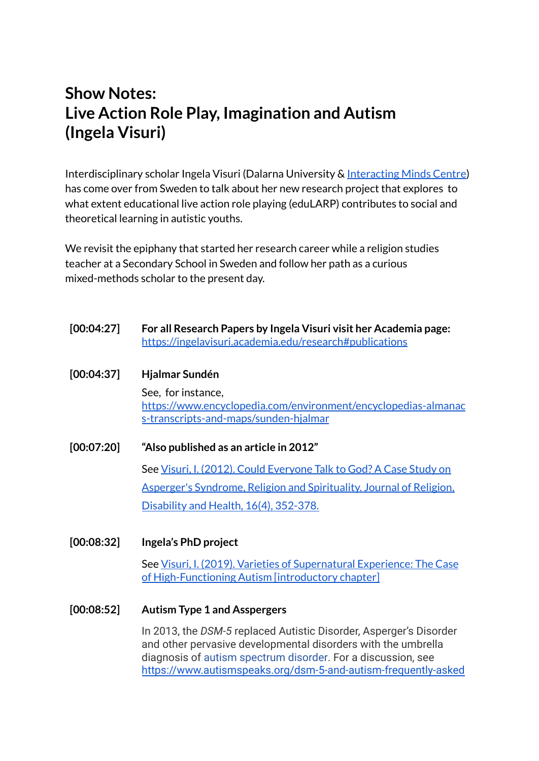# Show Notes:
# Live Action Role Play, Imagination and Autism (Ingela Visuri)

Interdisciplinary scholar Ingela Visuri (Dalarna University & [Interacting Minds Centre](Interacting Minds Centre)) has come over from Sweden to talk about her new research project that explores to what extent educational live action role playing (eduLARP) contributes to social and theoretical learning in autistic youths.

We revisit the epiphany that started her research career while a religion studies teacher at a Secondary School in Sweden and follow her path as a curious mixed-methods scholar to the present day.

**[00:04:27]** **For all Research Papers by Ingela Visuri visit her Academia page:**
https://ingelavisuri.academia.edu/research#publications

**[00:04:37]** **Hjalmar Sundén**

See, for instance,
https://www.encyclopedia.com/environment/encyclopedias-almanacs-transcripts-and-maps/sunden-hjalmar

**[00:07:20]** **"Also published as an article in 2012"**

See Visuri, I. (2012). Could Everyone Talk to God? A Case Study on Asperger's Syndrome, Religion and Spirituality. Journal of Religion, Disability and Health, 16(4), 352-378.

**[00:08:32]** **Ingela's PhD project**

See Visuri, I. (2019). Varieties of Supernatural Experience: The Case of High-Functioning Autism [introductory chapter]

**[00:08:52]** **Autism Type 1 and Asspergers**

In 2013, the *DSM-5* replaced Autistic Disorder, Asperger's Disorder and other pervasive developmental disorders with the umbrella diagnosis of autism spectrum disorder. For a discussion, see
https://www.autismspeaks.org/dsm-5-and-autism-frequently-asked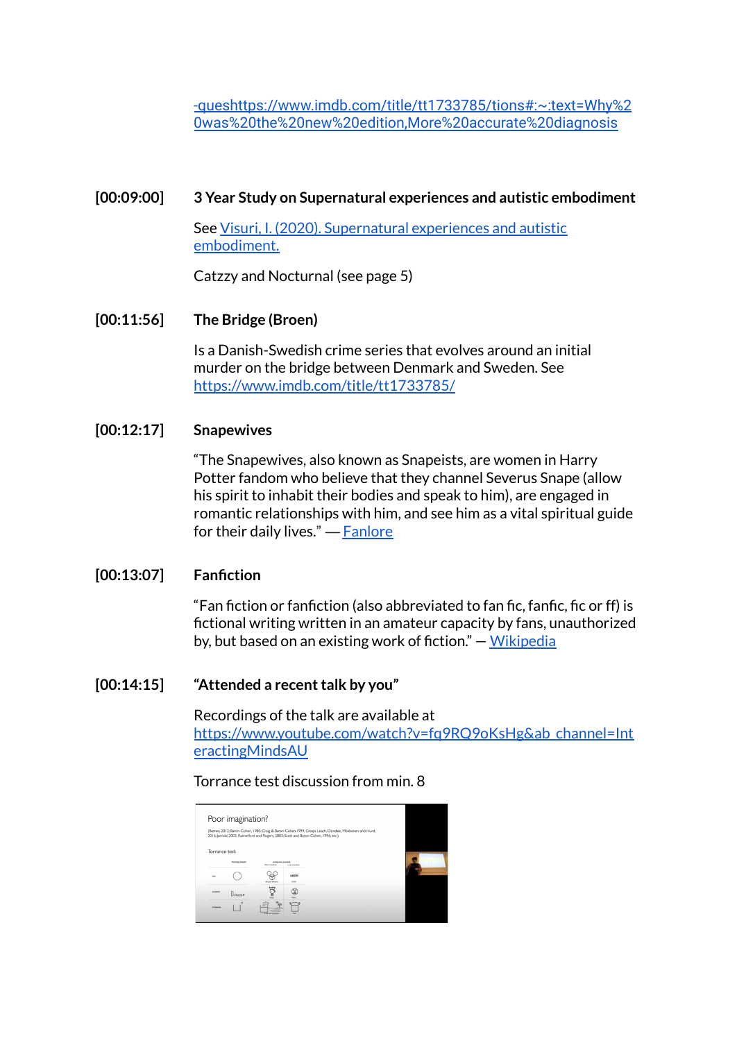-queshttps://www.imdb.com/title/tt1733785/tions#:~:text=Why%20was%20the%20new%20edition,More%20accurate%20diagnosis

**[00:09:00]** **3 Year Study on Supernatural experiences and autistic embodiment**

See Visuri, I. (2020). Supernatural experiences and autistic embodiment.

Catzzy and Nocturnal (see page 5)

**[00:11:56]** **The Bridge (Broen)**

Is a Danish-Swedish crime series that evolves around an initial murder on the bridge between Denmark and Sweden. See https://www.imdb.com/title/tt1733785/

**[00:12:17]** **Snapewives**

"The Snapewives, also known as Snapeists, are women in Harry Potter fandom who believe that they channel Severus Snape (allow his spirit to inhabit their bodies and speak to him), are engaged in romantic relationships with him, and see him as a vital spiritual guide for their daily lives." — Fanlore

**[00:13:07]** **Fanfiction**

"Fan fiction or fanfiction (also abbreviated to fan fic, fanfic, fic or ff) is fictional writing written in an amateur capacity by fans, unauthorized by, but based on an existing work of fiction." — Wikipedia

**[00:14:15]** **"Attended a recent talk by you"**

Recordings of the talk are available at https://www.youtube.com/watch?v=fq9RQ9oKsHg&ab_channel=InteractingMindsAU

Torrance test discussion from min. 8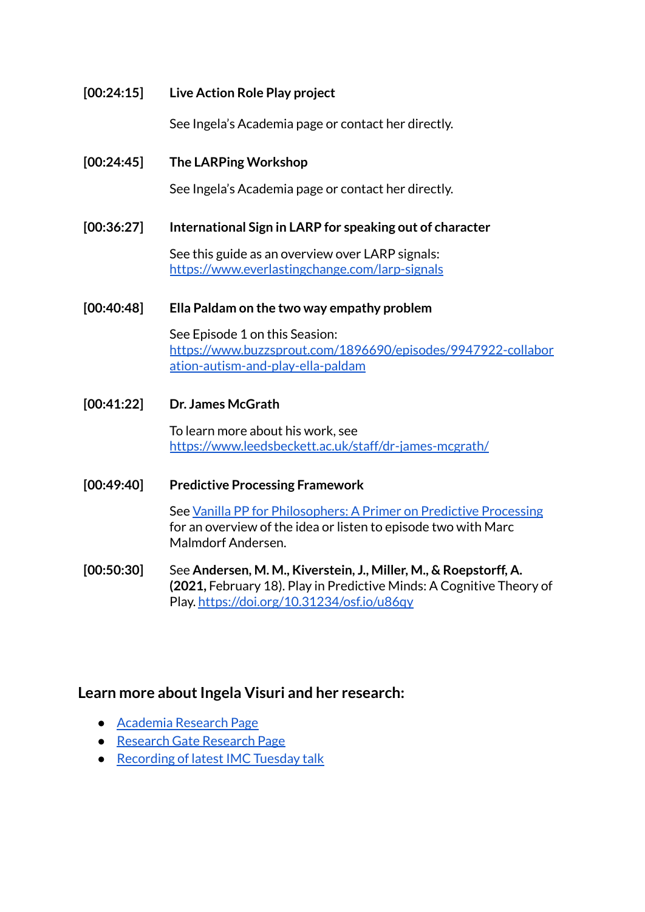**[00:24:15]** **Live Action Role Play project**

See Ingela's Academia page or contact her directly.

**[00:24:45]** **The LARPing Workshop**

See Ingela's Academia page or contact her directly.

**[00:36:27]** **International Sign in LARP for speaking out of character**

See this guide as an overview over LARP signals: https://www.everlastingchange.com/larp-signals

**[00:40:48]** **Ella Paldam on the two way empathy problem**

See Episode 1 on this Season: https://www.buzzsprout.com/1896690/episodes/9947922-collaboration-autism-and-play-ella-paldam

**[00:41:22]** **Dr. James McGrath**

To learn more about his work, see https://www.leedsbeckett.ac.uk/staff/dr-james-mcgrath/

**[00:49:40]** **Predictive Processing Framework**

See Vanilla PP for Philosophers: A Primer on Predictive Processing for an overview of the idea or listen to episode two with Marc Malmdorf Andersen.

**[00:50:30]** See **Andersen, M. M., Kiverstein, J., Miller, M., & Roepstorff, A. (2021,** February 18). Play in Predictive Minds: A Cognitive Theory of Play. https://doi.org/10.31234/osf.io/u86qy

## Learn more about Ingela Visuri and her research:

- Academia Research Page
- Research Gate Research Page
- Recording of latest IMC Tuesday talk